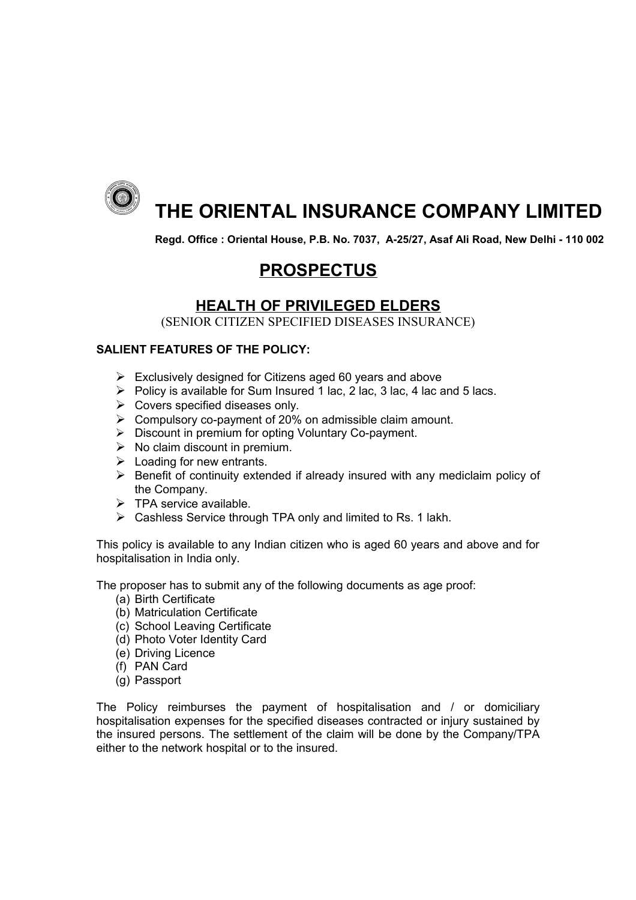# THE ORIENTAL INSURANCE COMPANY LIMITED

**Regd. Office : Oriental House, P.B. No. 7037, A-25/27, Asaf Ali Road, New Delhi - 110 002**

## PROSPECTUS

### HEALTH OF PRIVILEGED ELDERS

(SENIOR CITIZEN SPECIFIED DISEASES INSURANCE)

**SALIENT FEATURES OF THE POLICY:**

- Exclusively designed for Citizens aged 60 years and above
- Policy is available for Sum Insured 1 lac, 2 lac, 3 lac, 4 lac and 5 lacs.
- Covers specified diseases only.
- Compulsory co-payment of 20% on admissible claim amount.
- Discount in premium for opting Voluntary Co-payment.
- No claim discount in premium.
- Loading for new entrants.
- Benefit of continuity extended if already insured with any mediclaim policy of the Company.
- TPA service available.
- Cashless Service through TPA only and limited to Rs. 1 lakh.

This policy is available to any Indian citizen who is aged 60 years and above and for hospitalisation in India only.

The proposer has to submit any of the following documents as age proof:

(a) Birth Certificate
(b) Matriculation Certificate
(c) School Leaving Certificate
(d) Photo Voter Identity Card
(e) Driving Licence
(f) PAN Card
(g) Passport

The Policy reimburses the payment of hospitalisation and / or domiciliary hospitalisation expenses for the specified diseases contracted or injury sustained by the insured persons. The settlement of the claim will be done by the Company/TPA either to the network hospital or to the insured.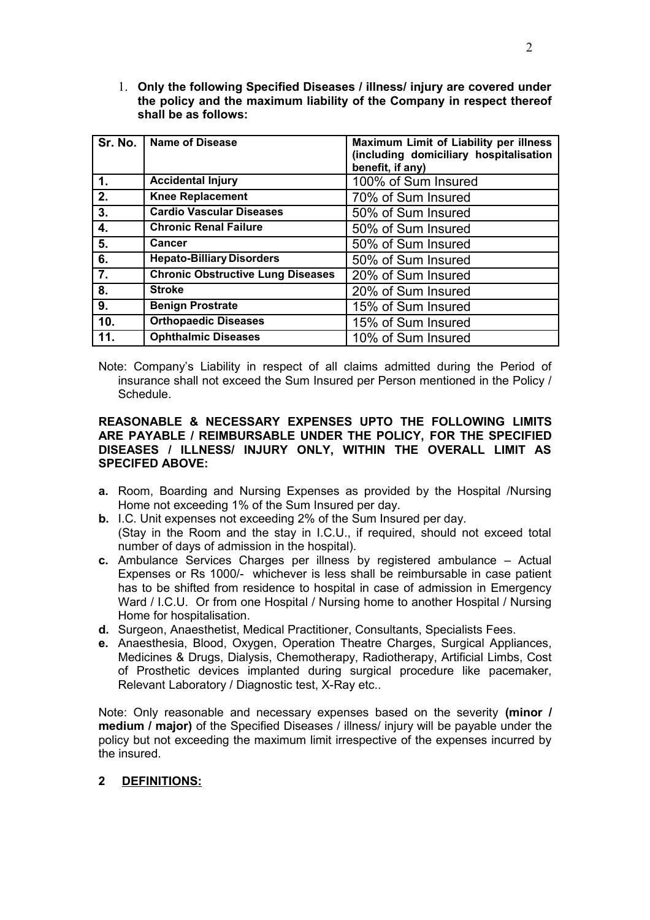1. **Only the following Specified Diseases / illness/ injury are covered under the policy and the maximum liability of the Company in respect thereof shall be as follows:**

| Sr. No. | Name of Disease | Maximum Limit of Liability per illness (including domiciliary hospitalisation benefit, if any) |
|---|---|---|
| 1. | Accidental Injury | 100% of Sum Insured |
| 2. | Knee Replacement | 70% of Sum Insured |
| 3. | Cardio Vascular Diseases | 50% of Sum Insured |
| 4. | Chronic Renal Failure | 50% of Sum Insured |
| 5. | Cancer | 50% of Sum Insured |
| 6. | Hepato-Billiary Disorders | 50% of Sum Insured |
| 7. | Chronic Obstructive Lung Diseases | 20% of Sum Insured |
| 8. | Stroke | 20% of Sum Insured |
| 9. | Benign Prostrate | 15% of Sum Insured |
| 10. | Orthopaedic Diseases | 15% of Sum Insured |
| 11. | Ophthalmic Diseases | 10% of Sum Insured |

Note: Company's Liability in respect of all claims admitted during the Period of insurance shall not exceed the Sum Insured per Person mentioned in the Policy / Schedule.

**REASONABLE & NECESSARY EXPENSES UPTO THE FOLLOWING LIMITS ARE PAYABLE / REIMBURSABLE UNDER THE POLICY, FOR THE SPECIFIED DISEASES / ILLNESS/ INJURY ONLY, WITHIN THE OVERALL LIMIT AS SPECIFED ABOVE:**

- **a.** Room, Boarding and Nursing Expenses as provided by the Hospital /Nursing Home not exceeding 1% of the Sum Insured per day.
- **b.** I.C. Unit expenses not exceeding 2% of the Sum Insured per day.
  (Stay in the Room and the stay in I.C.U., if required, should not exceed total number of days of admission in the hospital).
- **c.** Ambulance Services Charges per illness by registered ambulance – Actual Expenses or Rs 1000/- whichever is less shall be reimbursable in case patient has to be shifted from residence to hospital in case of admission in Emergency Ward / I.C.U. Or from one Hospital / Nursing home to another Hospital / Nursing Home for hospitalisation.
- **d.** Surgeon, Anaesthetist, Medical Practitioner, Consultants, Specialists Fees.
- **e.** Anaesthesia, Blood, Oxygen, Operation Theatre Charges, Surgical Appliances, Medicines & Drugs, Dialysis, Chemotherapy, Radiotherapy, Artificial Limbs, Cost of Prosthetic devices implanted during surgical procedure like pacemaker, Relevant Laboratory / Diagnostic test, X-Ray etc..

Note: Only reasonable and necessary expenses based on the severity **(minor / medium / major)** of the Specified Diseases / illness/ injury will be payable under the policy but not exceeding the maximum limit irrespective of the expenses incurred by the insured.

## 2 DEFINITIONS: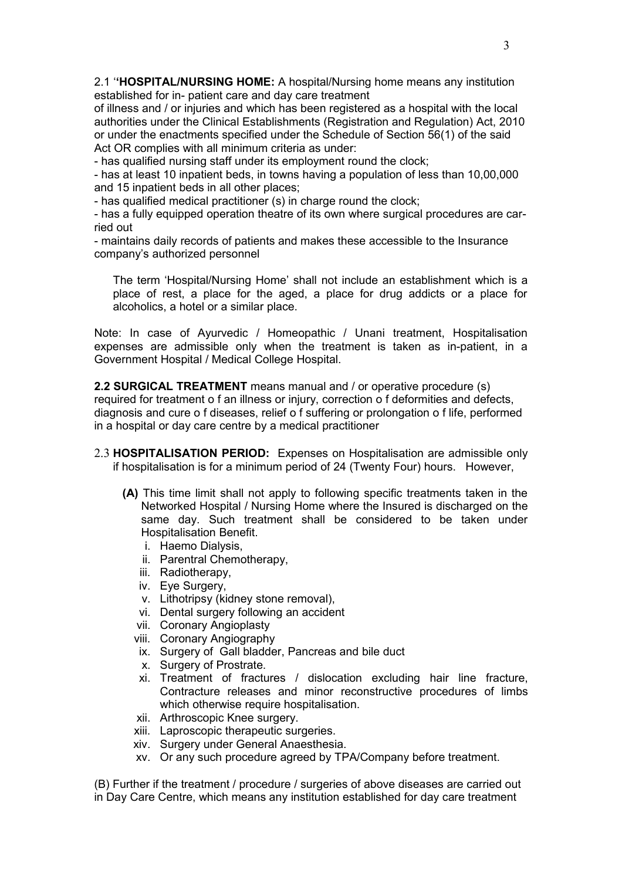2.1 '**'HOSPITAL/NURSING HOME:** A hospital/Nursing home means any institution established for in- patient care and day care treatment of illness and / or injuries and which has been registered as a hospital with the local authorities under the Clinical Establishments (Registration and Regulation) Act, 2010 or under the enactments specified under the Schedule of Section 56(1) of the said Act OR complies with all minimum criteria as under:

- has qualified nursing staff under its employment round the clock;
- has at least 10 inpatient beds, in towns having a population of less than 10,00,000 and 15 inpatient beds in all other places;
- has qualified medical practitioner (s) in charge round the clock;
- has a fully equipped operation theatre of its own where surgical procedures are carried out
- maintains daily records of patients and makes these accessible to the Insurance company's authorized personnel

The term 'Hospital/Nursing Home' shall not include an establishment which is a place of rest, a place for the aged, a place for drug addicts or a place for alcoholics, a hotel or a similar place.

Note: In case of Ayurvedic / Homeopathic / Unani treatment, Hospitalisation expenses are admissible only when the treatment is taken as in-patient, in a Government Hospital / Medical College Hospital.

**2.2 SURGICAL TREATMENT** means manual and / or operative procedure (s) required for treatment o f an illness or injury, correction o f deformities and defects, diagnosis and cure o f diseases, relief o f suffering or prolongation o f life, performed in a hospital or day care centre by a medical practitioner

2.3 **HOSPITALISATION PERIOD:** Expenses on Hospitalisation are admissible only if hospitalisation is for a minimum period of 24 (Twenty Four) hours. However,

**(A)** This time limit shall not apply to following specific treatments taken in the Networked Hospital / Nursing Home where the Insured is discharged on the same day. Such treatment shall be considered to be taken under Hospitalisation Benefit.

i. Haemo Dialysis,
ii. Parentral Chemotherapy,
iii. Radiotherapy,
iv. Eye Surgery,
v. Lithotripsy (kidney stone removal),
vi. Dental surgery following an accident
vii. Coronary Angioplasty
viii. Coronary Angiography
ix. Surgery of Gall bladder, Pancreas and bile duct
x. Surgery of Prostrate.
xi. Treatment of fractures / dislocation excluding hair line fracture, Contracture releases and minor reconstructive procedures of limbs which otherwise require hospitalisation.
xii. Arthroscopic Knee surgery.
xiii. Laproscopic therapeutic surgeries.
xiv. Surgery under General Anaesthesia.
xv. Or any such procedure agreed by TPA/Company before treatment.

(B) Further if the treatment / procedure / surgeries of above diseases are carried out in Day Care Centre, which means any institution established for day care treatment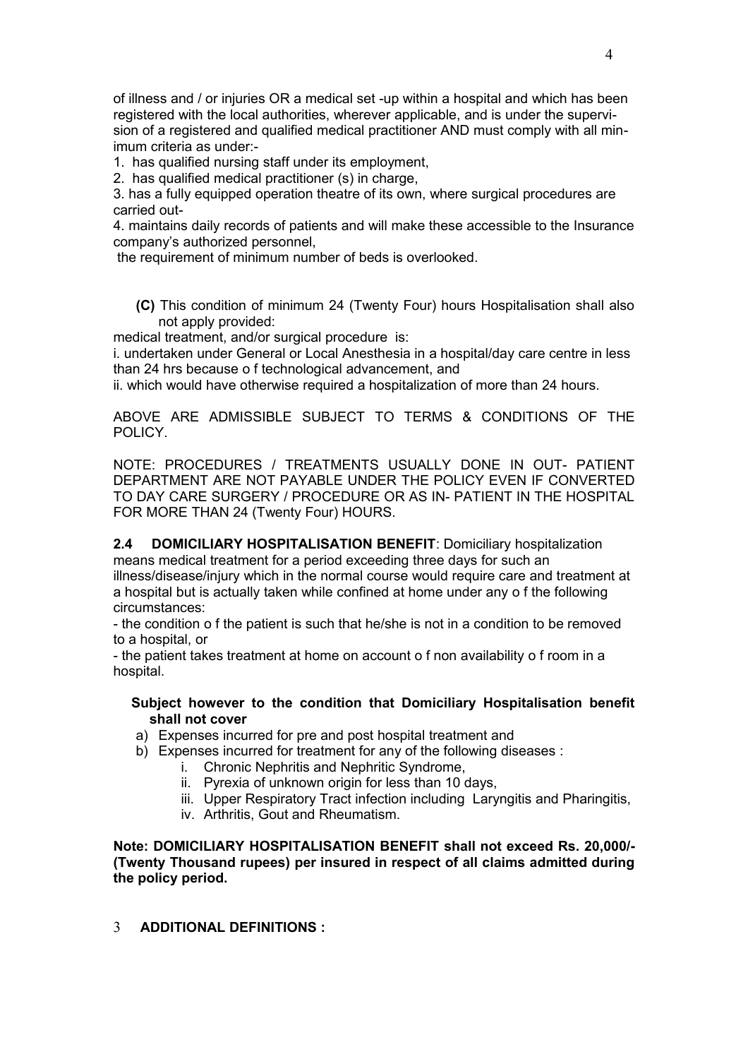of illness and / or injuries OR a medical set -up within a hospital and which has been registered with the local authorities, wherever applicable, and is under the supervision of a registered and qualified medical practitioner AND must comply with all minimum criteria as under:-

1. has qualified nursing staff under its employment,
2. has qualified medical practitioner (s) in charge,
3. has a fully equipped operation theatre of its own, where surgical procedures are carried out-
4. maintains daily records of patients and will make these accessible to the Insurance company's authorized personnel,

the requirement of minimum number of beds is overlooked.

**(C)** This condition of minimum 24 (Twenty Four) hours Hospitalisation shall also not apply provided:

medical treatment, and/or surgical procedure is:

i. undertaken under General or Local Anesthesia in a hospital/day care centre in less than 24 hrs because o f technological advancement, and

ii. which would have otherwise required a hospitalization of more than 24 hours.

ABOVE ARE ADMISSIBLE SUBJECT TO TERMS & CONDITIONS OF THE POLICY.

NOTE: PROCEDURES / TREATMENTS USUALLY DONE IN OUT- PATIENT DEPARTMENT ARE NOT PAYABLE UNDER THE POLICY EVEN IF CONVERTED TO DAY CARE SURGERY / PROCEDURE OR AS IN- PATIENT IN THE HOSPITAL FOR MORE THAN 24 (Twenty Four) HOURS.

**2.4 DOMICILIARY HOSPITALISATION BENEFIT**: Domiciliary hospitalization means medical treatment for a period exceeding three days for such an illness/disease/injury which in the normal course would require care and treatment at a hospital but is actually taken while confined at home under any o f the following circumstances:

- the condition o f the patient is such that he/she is not in a condition to be removed to a hospital, or
- the patient takes treatment at home on account o f non availability o f room in a hospital.

**Subject however to the condition that Domiciliary Hospitalisation benefit shall not cover**

a) Expenses incurred for pre and post hospital treatment and
b) Expenses incurred for treatment for any of the following diseases :
   i. Chronic Nephritis and Nephritic Syndrome,
   ii. Pyrexia of unknown origin for less than 10 days,
   iii. Upper Respiratory Tract infection including Laryngitis and Pharingitis,
   iv. Arthritis, Gout and Rheumatism.

**Note: DOMICILIARY HOSPITALISATION BENEFIT shall not exceed Rs. 20,000/- (Twenty Thousand rupees) per insured in respect of all claims admitted during the policy period.**

## 3 ADDITIONAL DEFINITIONS :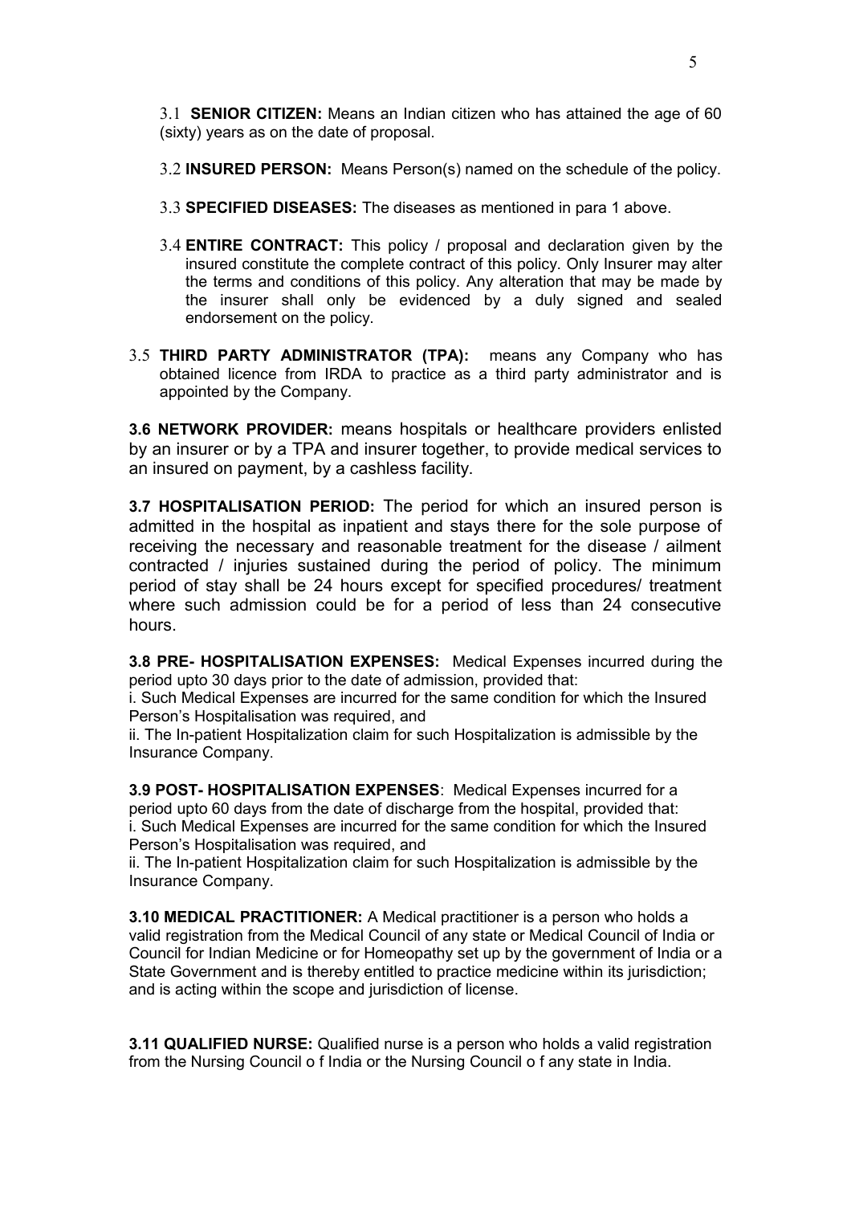3.1 **SENIOR CITIZEN:** Means an Indian citizen who has attained the age of 60 (sixty) years as on the date of proposal.

3.2 **INSURED PERSON:** Means Person(s) named on the schedule of the policy.

3.3 **SPECIFIED DISEASES:** The diseases as mentioned in para 1 above.

3.4 **ENTIRE CONTRACT:** This policy / proposal and declaration given by the insured constitute the complete contract of this policy. Only Insurer may alter the terms and conditions of this policy. Any alteration that may be made by the insurer shall only be evidenced by a duly signed and sealed endorsement on the policy.

3.5 **THIRD PARTY ADMINISTRATOR (TPA):** means any Company who has obtained licence from IRDA to practice as a third party administrator and is appointed by the Company.

**3.6 NETWORK PROVIDER:** means hospitals or healthcare providers enlisted by an insurer or by a TPA and insurer together, to provide medical services to an insured on payment, by a cashless facility.

**3.7 HOSPITALISATION PERIOD:** The period for which an insured person is admitted in the hospital as inpatient and stays there for the sole purpose of receiving the necessary and reasonable treatment for the disease / ailment contracted / injuries sustained during the period of policy. The minimum period of stay shall be 24 hours except for specified procedures/ treatment where such admission could be for a period of less than 24 consecutive hours.

**3.8 PRE- HOSPITALISATION EXPENSES:** Medical Expenses incurred during the period upto 30 days prior to the date of admission, provided that:

i. Such Medical Expenses are incurred for the same condition for which the Insured Person's Hospitalisation was required, and

ii. The In-patient Hospitalization claim for such Hospitalization is admissible by the Insurance Company.

**3.9 POST- HOSPITALISATION EXPENSES**: Medical Expenses incurred for a period upto 60 days from the date of discharge from the hospital, provided that:

i. Such Medical Expenses are incurred for the same condition for which the Insured Person's Hospitalisation was required, and

ii. The In-patient Hospitalization claim for such Hospitalization is admissible by the Insurance Company.

**3.10 MEDICAL PRACTITIONER:** A Medical practitioner is a person who holds a valid registration from the Medical Council of any state or Medical Council of India or Council for Indian Medicine or for Homeopathy set up by the government of India or a State Government and is thereby entitled to practice medicine within its jurisdiction; and is acting within the scope and jurisdiction of license.

**3.11 QUALIFIED NURSE:** Qualified nurse is a person who holds a valid registration from the Nursing Council o f India or the Nursing Council o f any state in India.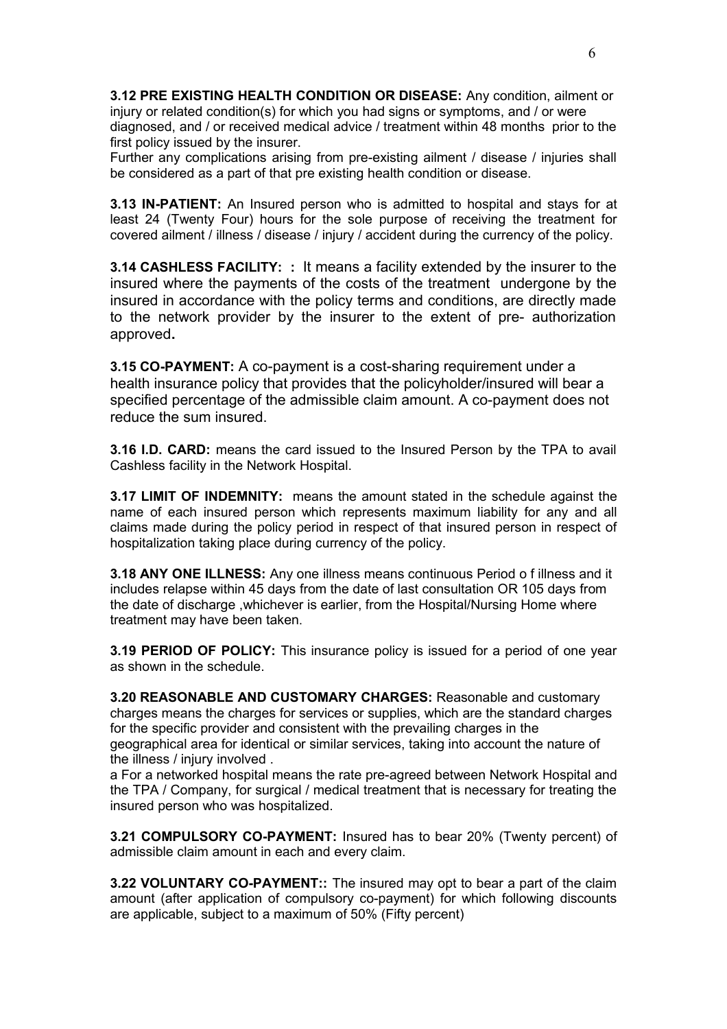**3.12 PRE EXISTING HEALTH CONDITION OR DISEASE:** Any condition, ailment or injury or related condition(s) for which you had signs or symptoms, and / or were diagnosed, and / or received medical advice / treatment within 48 months prior to the first policy issued by the insurer.

Further any complications arising from pre-existing ailment / disease / injuries shall be considered as a part of that pre existing health condition or disease.

**3.13 IN-PATIENT:** An Insured person who is admitted to hospital and stays for at least 24 (Twenty Four) hours for the sole purpose of receiving the treatment for covered ailment / illness / disease / injury / accident during the currency of the policy.

**3.14 CASHLESS FACILITY: :** It means a facility extended by the insurer to the insured where the payments of the costs of the treatment undergone by the insured in accordance with the policy terms and conditions, are directly made to the network provider by the insurer to the extent of pre- authorization approved**.**

**3.15 CO-PAYMENT:** A co-payment is a cost-sharing requirement under a health insurance policy that provides that the policyholder/insured will bear a specified percentage of the admissible claim amount. A co-payment does not reduce the sum insured.

**3.16 I.D. CARD:** means the card issued to the Insured Person by the TPA to avail Cashless facility in the Network Hospital.

**3.17 LIMIT OF INDEMNITY:** means the amount stated in the schedule against the name of each insured person which represents maximum liability for any and all claims made during the policy period in respect of that insured person in respect of hospitalization taking place during currency of the policy.

**3.18 ANY ONE ILLNESS:** Any one illness means continuous Period o f illness and it includes relapse within 45 days from the date of last consultation OR 105 days from the date of discharge ,whichever is earlier, from the Hospital/Nursing Home where treatment may have been taken.

**3.19 PERIOD OF POLICY:** This insurance policy is issued for a period of one year as shown in the schedule.

**3.20 REASONABLE AND CUSTOMARY CHARGES:** Reasonable and customary charges means the charges for services or supplies, which are the standard charges for the specific provider and consistent with the prevailing charges in the geographical area for identical or similar services, taking into account the nature of the illness / injury involved .

a For a networked hospital means the rate pre-agreed between Network Hospital and the TPA / Company, for surgical / medical treatment that is necessary for treating the insured person who was hospitalized.

**3.21 COMPULSORY CO-PAYMENT:** Insured has to bear 20% (Twenty percent) of admissible claim amount in each and every claim.

**3.22 VOLUNTARY CO-PAYMENT::** The insured may opt to bear a part of the claim amount (after application of compulsory co-payment) for which following discounts are applicable, subject to a maximum of 50% (Fifty percent)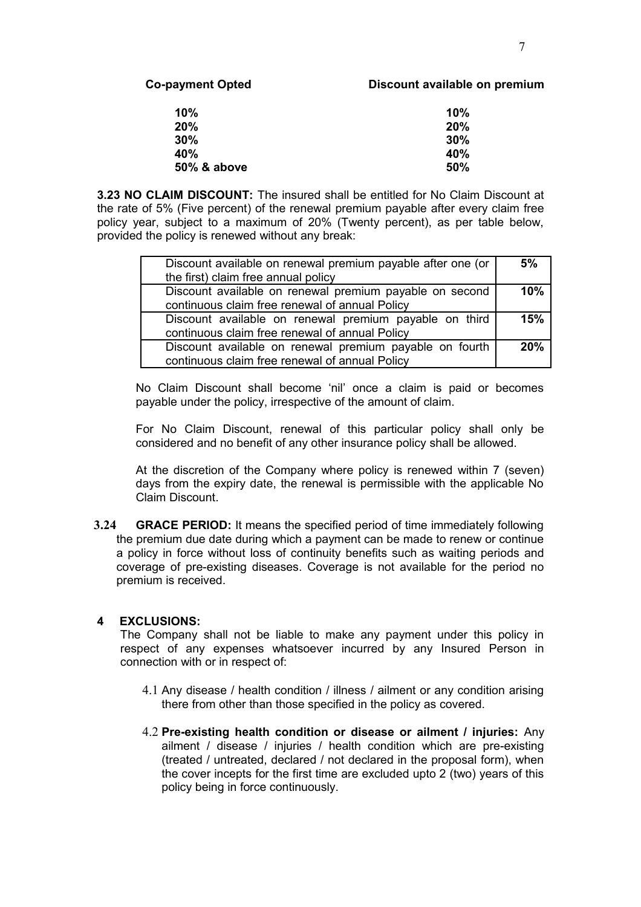| **Co-payment Opted** | **Discount available on premium** |
|---|---|
| **10%** | **10%** |
| **20%** | **20%** |
| **30%** | **30%** |
| **40%** | **40%** |
| **50% & above** | **50%** |

**3.23 NO CLAIM DISCOUNT:** The insured shall be entitled for No Claim Discount at the rate of 5% (Five percent) of the renewal premium payable after every claim free policy year, subject to a maximum of 20% (Twenty percent), as per table below, provided the policy is renewed without any break:

| | |
|---|---|
| Discount available on renewal premium payable after one (or the first) claim free annual policy | **5%** |
| Discount available on renewal premium payable on second continuous claim free renewal of annual Policy | **10%** |
| Discount available on renewal premium payable on third continuous claim free renewal of annual Policy | **15%** |
| Discount available on renewal premium payable on fourth continuous claim free renewal of annual Policy | **20%** |

No Claim Discount shall become 'nil' once a claim is paid or becomes payable under the policy, irrespective of the amount of claim.

For No Claim Discount, renewal of this particular policy shall only be considered and no benefit of any other insurance policy shall be allowed.

At the discretion of the Company where policy is renewed within 7 (seven) days from the expiry date, the renewal is permissible with the applicable No Claim Discount.

**3.24 GRACE PERIOD:** It means the specified period of time immediately following the premium due date during which a payment can be made to renew or continue a policy in force without loss of continuity benefits such as waiting periods and coverage of pre-existing diseases. Coverage is not available for the period no premium is received.

## 4 EXCLUSIONS:

The Company shall not be liable to make any payment under this policy in respect of any expenses whatsoever incurred by any Insured Person in connection with or in respect of:

4.1 Any disease / health condition / illness / ailment or any condition arising there from other than those specified in the policy as covered.

4.2 **Pre-existing health condition or disease or ailment / injuries:** Any ailment / disease / injuries / health condition which are pre-existing (treated / untreated, declared / not declared in the proposal form), when the cover incepts for the first time are excluded upto 2 (two) years of this policy being in force continuously.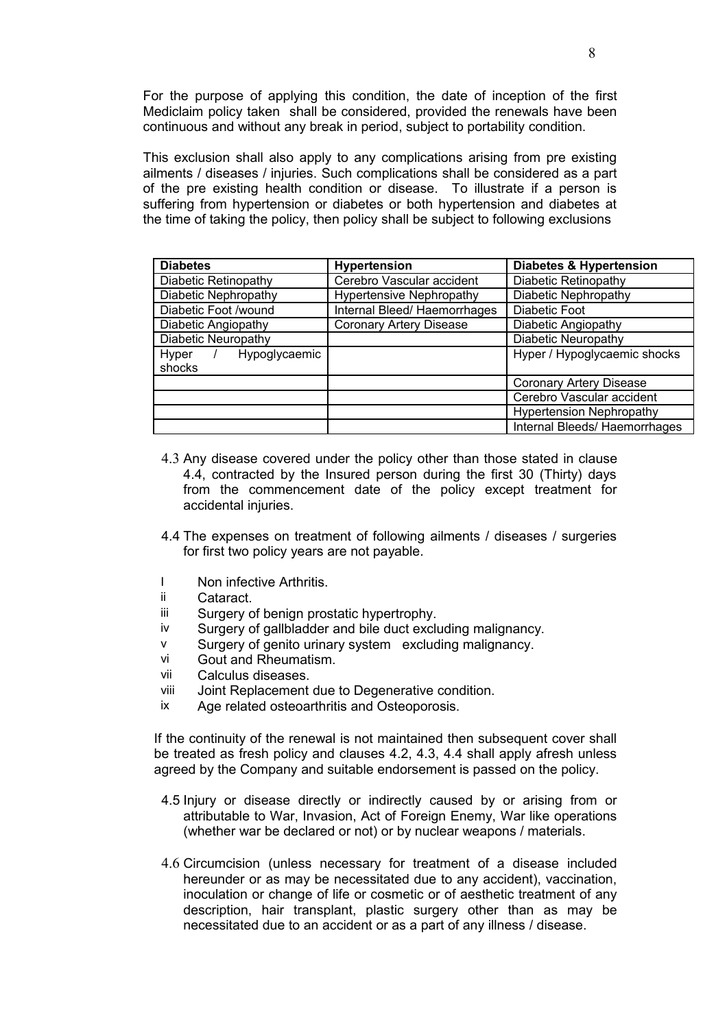For the purpose of applying this condition, the date of inception of the first Mediclaim policy taken shall be considered, provided the renewals have been continuous and without any break in period, subject to portability condition.

This exclusion shall also apply to any complications arising from pre existing ailments / diseases / injuries. Such complications shall be considered as a part of the pre existing health condition or disease. To illustrate if a person is suffering from hypertension or diabetes or both hypertension and diabetes at the time of taking the policy, then policy shall be subject to following exclusions

| **Diabetes** | **Hypertension** | **Diabetes & Hypertension** |
|---|---|---|
| Diabetic Retinopathy | Cerebro Vascular accident | Diabetic Retinopathy |
| Diabetic Nephropathy | Hypertensive Nephropathy | Diabetic Nephropathy |
| Diabetic Foot /wound | Internal Bleed/ Haemorrhages | Diabetic Foot |
| Diabetic Angiopathy | Coronary Artery Disease | Diabetic Angiopathy |
| Diabetic Neuropathy | | Diabetic Neuropathy |
| Hyper / Hypoglycaemic shocks | | Hyper / Hypoglycaemic shocks |
| | | Coronary Artery Disease |
| | | Cerebro Vascular accident |
| | | Hypertension Nephropathy |
| | | Internal Bleeds/ Haemorrhages |

4.3 Any disease covered under the policy other than those stated in clause 4.4, contracted by the Insured person during the first 30 (Thirty) days from the commencement date of the policy except treatment for accidental injuries.

4.4 The expenses on treatment of following ailments / diseases / surgeries for first two policy years are not payable.

- I Non infective Arthritis.
- ii Cataract.
- iii Surgery of benign prostatic hypertrophy.
- iv Surgery of gallbladder and bile duct excluding malignancy.
- v Surgery of genito urinary system excluding malignancy.
- vi Gout and Rheumatism.
- vii Calculus diseases.
- viii Joint Replacement due to Degenerative condition.
- ix Age related osteoarthritis and Osteoporosis.

If the continuity of the renewal is not maintained then subsequent cover shall be treated as fresh policy and clauses 4.2, 4.3, 4.4 shall apply afresh unless agreed by the Company and suitable endorsement is passed on the policy.

4.5 Injury or disease directly or indirectly caused by or arising from or attributable to War, Invasion, Act of Foreign Enemy, War like operations (whether war be declared or not) or by nuclear weapons / materials.

4.6 Circumcision (unless necessary for treatment of a disease included hereunder or as may be necessitated due to any accident), vaccination, inoculation or change of life or cosmetic or of aesthetic treatment of any description, hair transplant, plastic surgery other than as may be necessitated due to an accident or as a part of any illness / disease.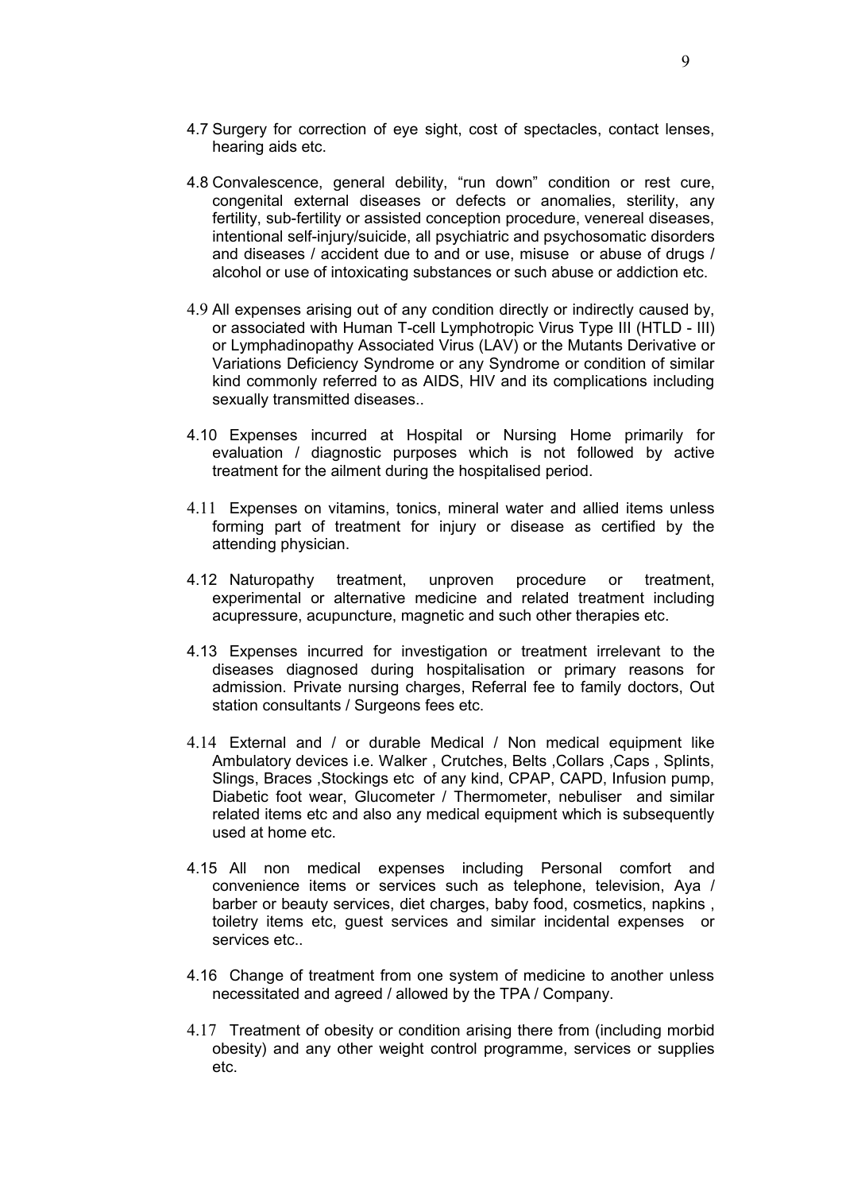4.7 Surgery for correction of eye sight, cost of spectacles, contact lenses, hearing aids etc.

4.8 Convalescence, general debility, "run down" condition or rest cure, congenital external diseases or defects or anomalies, sterility, any fertility, sub-fertility or assisted conception procedure, venereal diseases, intentional self-injury/suicide, all psychiatric and psychosomatic disorders and diseases / accident due to and or use, misuse or abuse of drugs / alcohol or use of intoxicating substances or such abuse or addiction etc.

4.9 All expenses arising out of any condition directly or indirectly caused by, or associated with Human T-cell Lymphotropic Virus Type III (HTLD - III) or Lymphadinopathy Associated Virus (LAV) or the Mutants Derivative or Variations Deficiency Syndrome or any Syndrome or condition of similar kind commonly referred to as AIDS, HIV and its complications including sexually transmitted diseases..

4.10 Expenses incurred at Hospital or Nursing Home primarily for evaluation / diagnostic purposes which is not followed by active treatment for the ailment during the hospitalised period.

4.11 Expenses on vitamins, tonics, mineral water and allied items unless forming part of treatment for injury or disease as certified by the attending physician.

4.12 Naturopathy treatment, unproven procedure or treatment, experimental or alternative medicine and related treatment including acupressure, acupuncture, magnetic and such other therapies etc.

4.13 Expenses incurred for investigation or treatment irrelevant to the diseases diagnosed during hospitalisation or primary reasons for admission. Private nursing charges, Referral fee to family doctors, Out station consultants / Surgeons fees etc.

4.14 External and / or durable Medical / Non medical equipment like Ambulatory devices i.e. Walker , Crutches, Belts ,Collars ,Caps , Splints, Slings, Braces ,Stockings etc of any kind, CPAP, CAPD, Infusion pump, Diabetic foot wear, Glucometer / Thermometer, nebuliser and similar related items etc and also any medical equipment which is subsequently used at home etc.

4.15 All non medical expenses including Personal comfort and convenience items or services such as telephone, television, Aya / barber or beauty services, diet charges, baby food, cosmetics, napkins , toiletry items etc, guest services and similar incidental expenses or services etc..

4.16 Change of treatment from one system of medicine to another unless necessitated and agreed / allowed by the TPA / Company.

4.17 Treatment of obesity or condition arising there from (including morbid obesity) and any other weight control programme, services or supplies etc.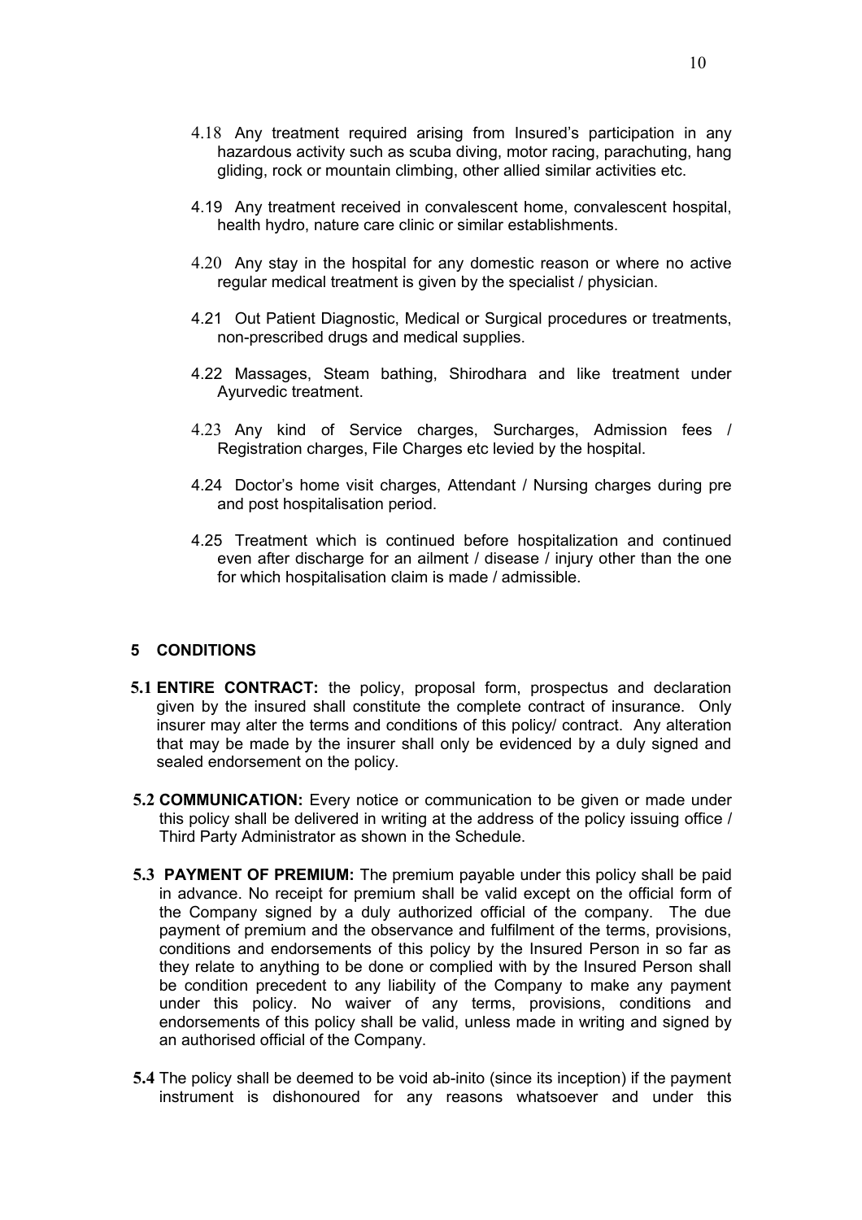4.18 Any treatment required arising from Insured's participation in any hazardous activity such as scuba diving, motor racing, parachuting, hang gliding, rock or mountain climbing, other allied similar activities etc.

4.19 Any treatment received in convalescent home, convalescent hospital, health hydro, nature care clinic or similar establishments.

4.20 Any stay in the hospital for any domestic reason or where no active regular medical treatment is given by the specialist / physician.

4.21 Out Patient Diagnostic, Medical or Surgical procedures or treatments, non-prescribed drugs and medical supplies.

4.22 Massages, Steam bathing, Shirodhara and like treatment under Ayurvedic treatment.

4.23 Any kind of Service charges, Surcharges, Admission fees / Registration charges, File Charges etc levied by the hospital.

4.24 Doctor's home visit charges, Attendant / Nursing charges during pre and post hospitalisation period.

4.25 Treatment which is continued before hospitalization and continued even after discharge for an ailment / disease / injury other than the one for which hospitalisation claim is made / admissible.

## 5 CONDITIONS

**5.1 ENTIRE CONTRACT:** the policy, proposal form, prospectus and declaration given by the insured shall constitute the complete contract of insurance. Only insurer may alter the terms and conditions of this policy/ contract. Any alteration that may be made by the insurer shall only be evidenced by a duly signed and sealed endorsement on the policy.

**5.2 COMMUNICATION:** Every notice or communication to be given or made under this policy shall be delivered in writing at the address of the policy issuing office / Third Party Administrator as shown in the Schedule.

**5.3 PAYMENT OF PREMIUM:** The premium payable under this policy shall be paid in advance. No receipt for premium shall be valid except on the official form of the Company signed by a duly authorized official of the company. The due payment of premium and the observance and fulfilment of the terms, provisions, conditions and endorsements of this policy by the Insured Person in so far as they relate to anything to be done or complied with by the Insured Person shall be condition precedent to any liability of the Company to make any payment under this policy. No waiver of any terms, provisions, conditions and endorsements of this policy shall be valid, unless made in writing and signed by an authorised official of the Company.

**5.4** The policy shall be deemed to be void ab-inito (since its inception) if the payment instrument is dishonoured for any reasons whatsoever and under this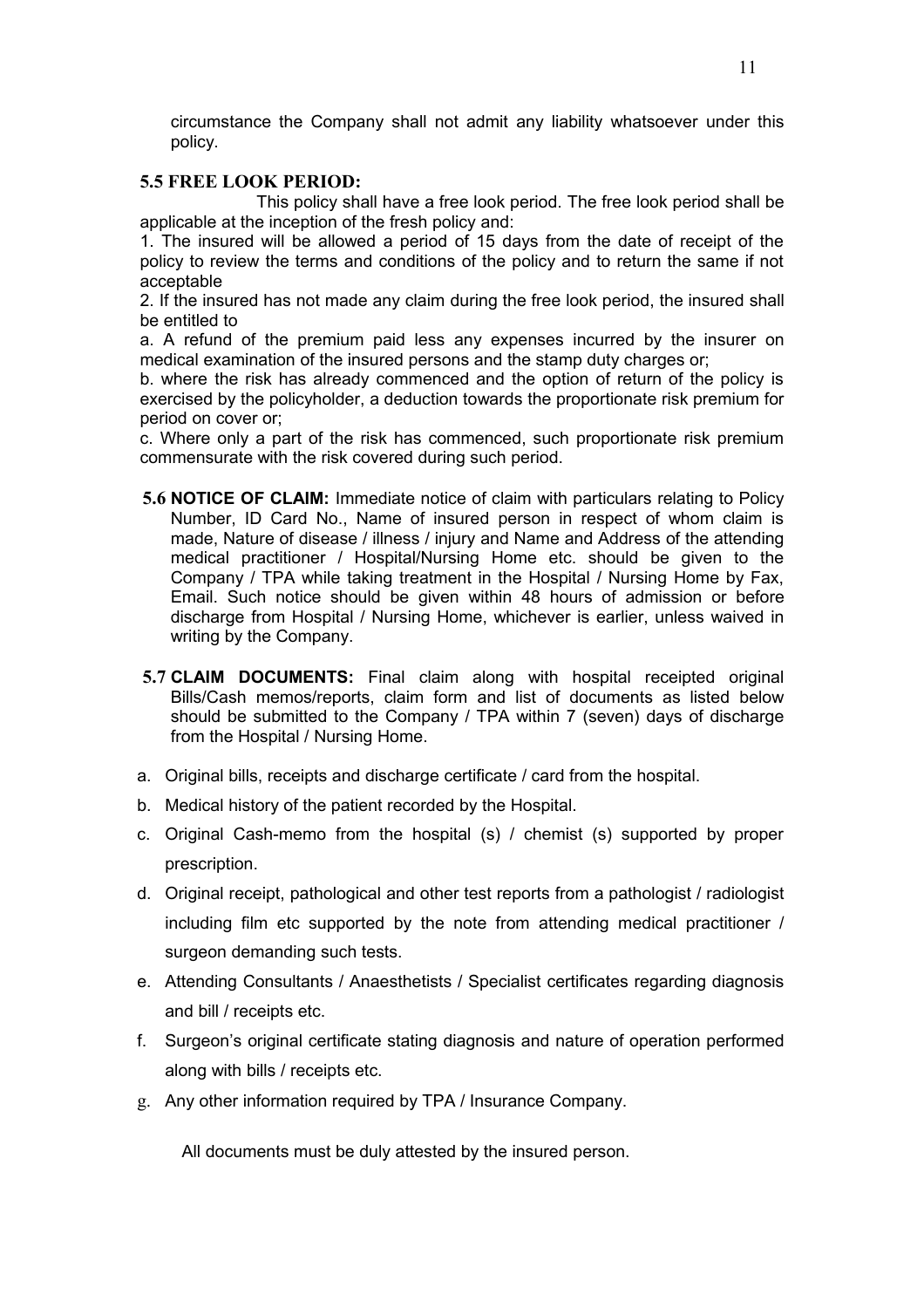circumstance the Company shall not admit any liability whatsoever under this policy.

### 5.5 FREE LOOK PERIOD:

This policy shall have a free look period. The free look period shall be applicable at the inception of the fresh policy and:

1. The insured will be allowed a period of 15 days from the date of receipt of the policy to review the terms and conditions of the policy and to return the same if not acceptable
2. If the insured has not made any claim during the free look period, the insured shall be entitled to

a. A refund of the premium paid less any expenses incurred by the insurer on medical examination of the insured persons and the stamp duty charges or;

b. where the risk has already commenced and the option of return of the policy is exercised by the policyholder, a deduction towards the proportionate risk premium for period on cover or;

c. Where only a part of the risk has commenced, such proportionate risk premium commensurate with the risk covered during such period.

**5.6 NOTICE OF CLAIM:** Immediate notice of claim with particulars relating to Policy Number, ID Card No., Name of insured person in respect of whom claim is made, Nature of disease / illness / injury and Name and Address of the attending medical practitioner / Hospital/Nursing Home etc. should be given to the Company / TPA while taking treatment in the Hospital / Nursing Home by Fax, Email. Such notice should be given within 48 hours of admission or before discharge from Hospital / Nursing Home, whichever is earlier, unless waived in writing by the Company.

**5.7 CLAIM DOCUMENTS:** Final claim along with hospital receipted original Bills/Cash memos/reports, claim form and list of documents as listed below should be submitted to the Company / TPA within 7 (seven) days of discharge from the Hospital / Nursing Home.

a. Original bills, receipts and discharge certificate / card from the hospital.

b. Medical history of the patient recorded by the Hospital.

c. Original Cash-memo from the hospital (s) / chemist (s) supported by proper prescription.

d. Original receipt, pathological and other test reports from a pathologist / radiologist including film etc supported by the note from attending medical practitioner / surgeon demanding such tests.

e. Attending Consultants / Anaesthetists / Specialist certificates regarding diagnosis and bill / receipts etc.

f. Surgeon's original certificate stating diagnosis and nature of operation performed along with bills / receipts etc.

g. Any other information required by TPA / Insurance Company.

All documents must be duly attested by the insured person.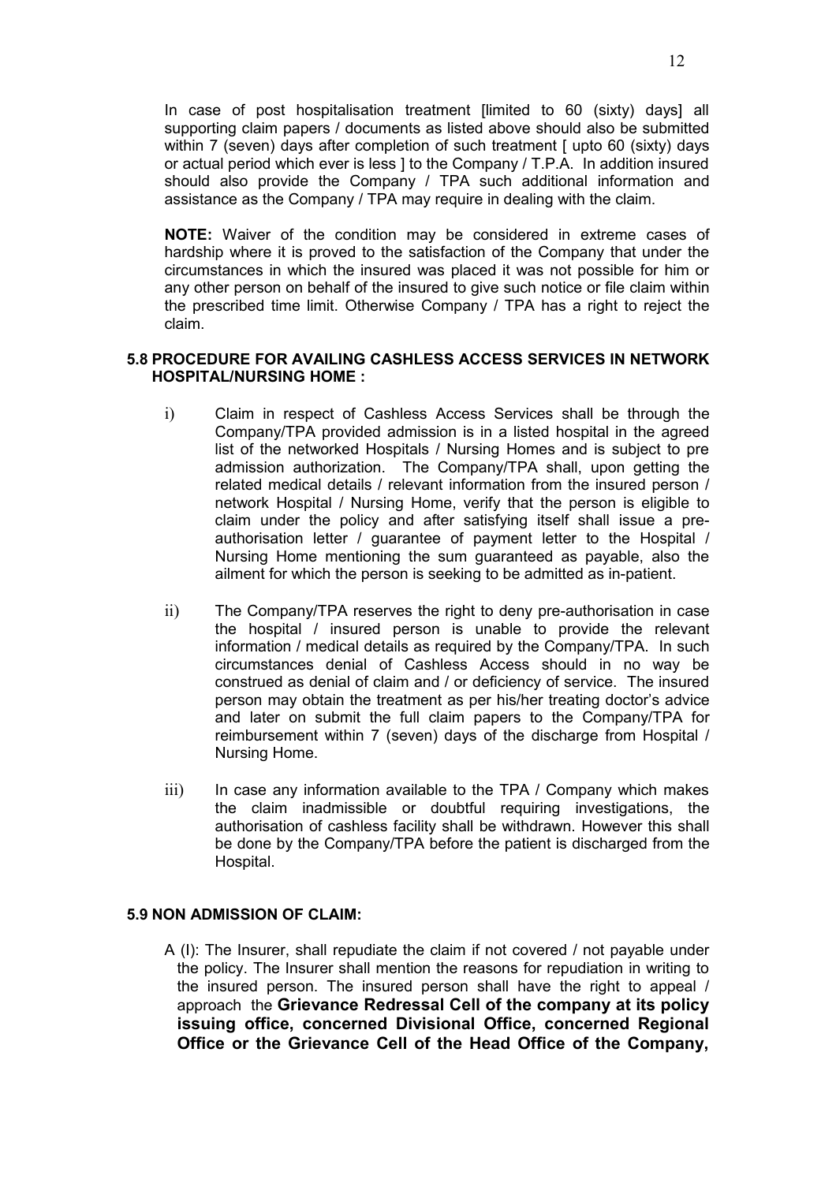In case of post hospitalisation treatment [limited to 60 (sixty) days] all supporting claim papers / documents as listed above should also be submitted within 7 (seven) days after completion of such treatment [ upto 60 (sixty) days or actual period which ever is less ] to the Company / T.P.A. In addition insured should also provide the Company / TPA such additional information and assistance as the Company / TPA may require in dealing with the claim.

**NOTE:** Waiver of the condition may be considered in extreme cases of hardship where it is proved to the satisfaction of the Company that under the circumstances in which the insured was placed it was not possible for him or any other person on behalf of the insured to give such notice or file claim within the prescribed time limit. Otherwise Company / TPA has a right to reject the claim.

### 5.8 PROCEDURE FOR AVAILING CASHLESS ACCESS SERVICES IN NETWORK HOSPITAL/NURSING HOME :

i) Claim in respect of Cashless Access Services shall be through the Company/TPA provided admission is in a listed hospital in the agreed list of the networked Hospitals / Nursing Homes and is subject to pre admission authorization. The Company/TPA shall, upon getting the related medical details / relevant information from the insured person / network Hospital / Nursing Home, verify that the person is eligible to claim under the policy and after satisfying itself shall issue a pre-authorisation letter / guarantee of payment letter to the Hospital / Nursing Home mentioning the sum guaranteed as payable, also the ailment for which the person is seeking to be admitted as in-patient.

ii) The Company/TPA reserves the right to deny pre-authorisation in case the hospital / insured person is unable to provide the relevant information / medical details as required by the Company/TPA. In such circumstances denial of Cashless Access should in no way be construed as denial of claim and / or deficiency of service. The insured person may obtain the treatment as per his/her treating doctor's advice and later on submit the full claim papers to the Company/TPA for reimbursement within 7 (seven) days of the discharge from Hospital / Nursing Home.

iii) In case any information available to the TPA / Company which makes the claim inadmissible or doubtful requiring investigations, the authorisation of cashless facility shall be withdrawn. However this shall be done by the Company/TPA before the patient is discharged from the Hospital.

### 5.9 NON ADMISSION OF CLAIM:

A (I): The Insurer, shall repudiate the claim if not covered / not payable under the policy. The Insurer shall mention the reasons for repudiation in writing to the insured person. The insured person shall have the right to appeal / approach the **Grievance Redressal Cell of the company at its policy issuing office, concerned Divisional Office, concerned Regional Office or the Grievance Cell of the Head Office of the Company,**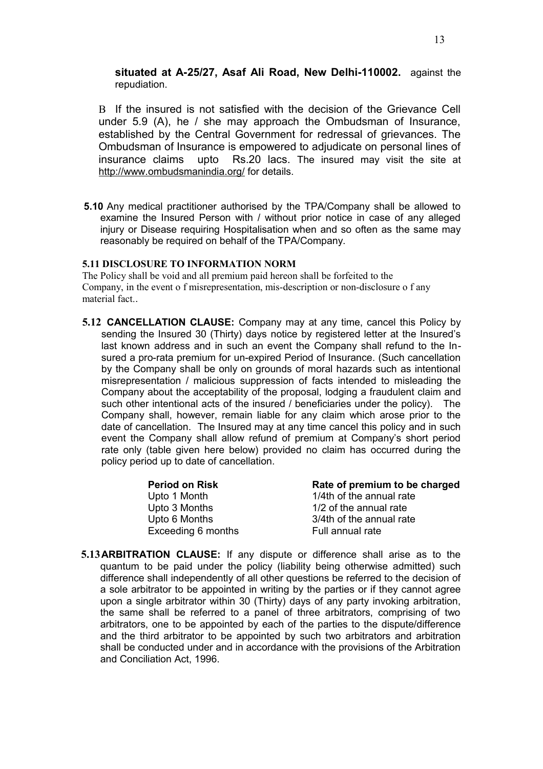**situated at A-25/27, Asaf Ali Road, New Delhi-110002.** against the repudiation.

B If the insured is not satisfied with the decision of the Grievance Cell under 5.9 (A), he / she may approach the Ombudsman of Insurance, established by the Central Government for redressal of grievances. The Ombudsman of Insurance is empowered to adjudicate on personal lines of insurance claims upto Rs.20 lacs. The insured may visit the site at http://www.ombudsmanindia.org/ for details.

**5.10** Any medical practitioner authorised by the TPA/Company shall be allowed to examine the Insured Person with / without prior notice in case of any alleged injury or Disease requiring Hospitalisation when and so often as the same may reasonably be required on behalf of the TPA/Company.

**5.11 DISCLOSURE TO INFORMATION NORM**

The Policy shall be void and all premium paid hereon shall be forfeited to the Company, in the event o f misrepresentation, mis-description or non-disclosure o f any material fact..

**5.12 CANCELLATION CLAUSE:** Company may at any time, cancel this Policy by sending the Insured 30 (Thirty) days notice by registered letter at the Insured's last known address and in such an event the Company shall refund to the Insured a pro-rata premium for un-expired Period of Insurance. (Such cancellation by the Company shall be only on grounds of moral hazards such as intentional misrepresentation / malicious suppression of facts intended to misleading the Company about the acceptability of the proposal, lodging a fraudulent claim and such other intentional acts of the insured / beneficiaries under the policy). The Company shall, however, remain liable for any claim which arose prior to the date of cancellation. The Insured may at any time cancel this policy and in such event the Company shall allow refund of premium at Company's short period rate only (table given here below) provided no claim has occurred during the policy period up to date of cancellation.

| **Period on Risk** | **Rate of premium to be charged** |
|---|---|
| Upto 1 Month | 1/4th of the annual rate |
| Upto 3 Months | 1/2 of the annual rate |
| Upto 6 Months | 3/4th of the annual rate |
| Exceeding 6 months | Full annual rate |

**5.13 ARBITRATION CLAUSE:** If any dispute or difference shall arise as to the quantum to be paid under the policy (liability being otherwise admitted) such difference shall independently of all other questions be referred to the decision of a sole arbitrator to be appointed in writing by the parties or if they cannot agree upon a single arbitrator within 30 (Thirty) days of any party invoking arbitration, the same shall be referred to a panel of three arbitrators, comprising of two arbitrators, one to be appointed by each of the parties to the dispute/difference and the third arbitrator to be appointed by such two arbitrators and arbitration shall be conducted under and in accordance with the provisions of the Arbitration and Conciliation Act, 1996.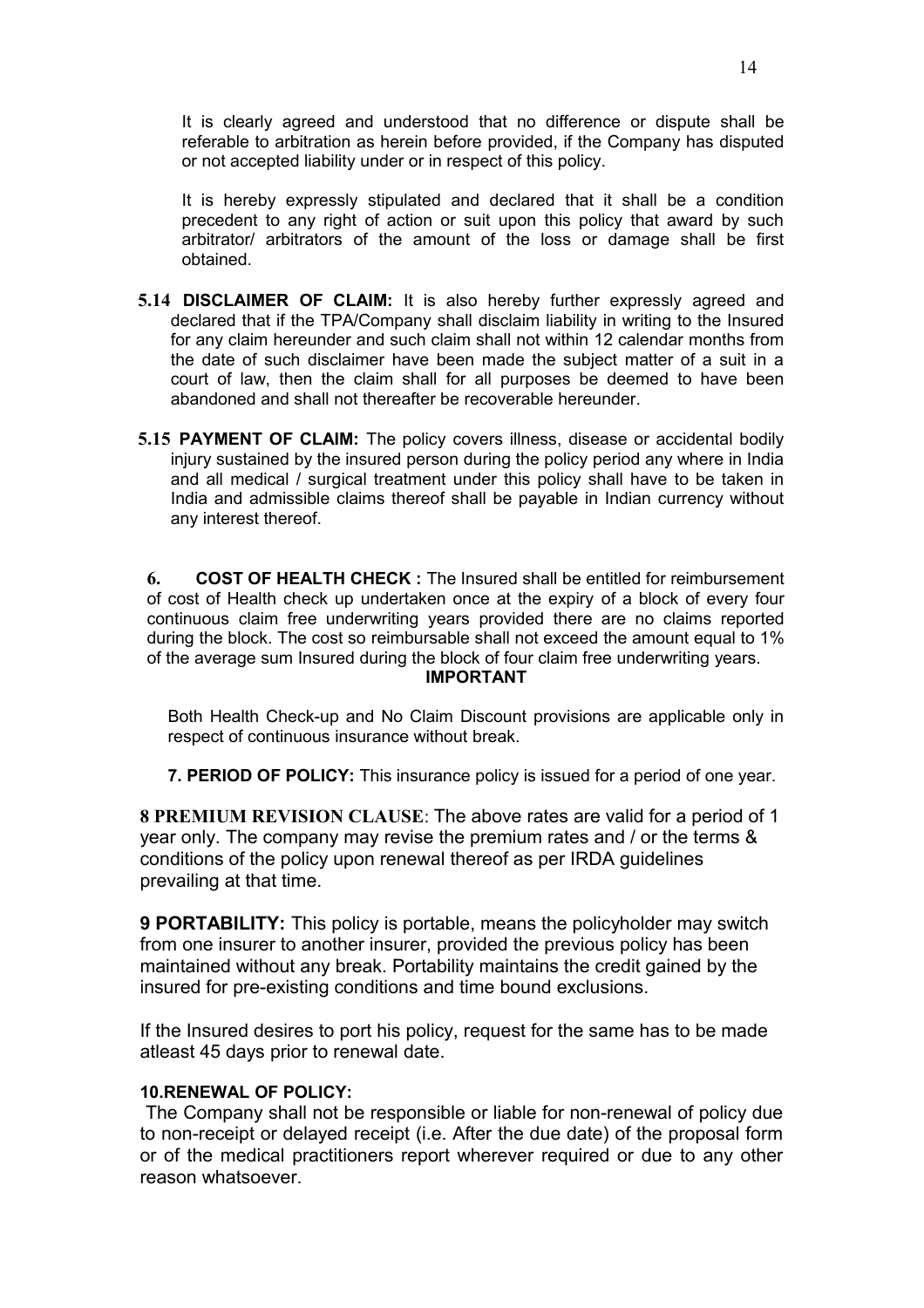It is clearly agreed and understood that no difference or dispute shall be referable to arbitration as herein before provided, if the Company has disputed or not accepted liability under or in respect of this policy.

It is hereby expressly stipulated and declared that it shall be a condition precedent to any right of action or suit upon this policy that award by such arbitrator/ arbitrators of the amount of the loss or damage shall be first obtained.

**5.14 DISCLAIMER OF CLAIM:** It is also hereby further expressly agreed and declared that if the TPA/Company shall disclaim liability in writing to the Insured for any claim hereunder and such claim shall not within 12 calendar months from the date of such disclaimer have been made the subject matter of a suit in a court of law, then the claim shall for all purposes be deemed to have been abandoned and shall not thereafter be recoverable hereunder.

**5.15 PAYMENT OF CLAIM:** The policy covers illness, disease or accidental bodily injury sustained by the insured person during the policy period any where in India and all medical / surgical treatment under this policy shall have to be taken in India and admissible claims thereof shall be payable in Indian currency without any interest thereof.

**6. COST OF HEALTH CHECK :** The Insured shall be entitled for reimbursement of cost of Health check up undertaken once at the expiry of a block of every four continuous claim free underwriting years provided there are no claims reported during the block. The cost so reimbursable shall not exceed the amount equal to 1% of the average sum Insured during the block of four claim free underwriting years.

**IMPORTANT**

Both Health Check-up and No Claim Discount provisions are applicable only in respect of continuous insurance without break.

**7. PERIOD OF POLICY:** This insurance policy is issued for a period of one year.

**8 PREMIUM REVISION CLAUSE**: The above rates are valid for a period of 1 year only. The company may revise the premium rates and / or the terms & conditions of the policy upon renewal thereof as per IRDA guidelines prevailing at that time.

**9 PORTABILITY:** This policy is portable, means the policyholder may switch from one insurer to another insurer, provided the previous policy has been maintained without any break. Portability maintains the credit gained by the insured for pre-existing conditions and time bound exclusions.

If the Insured desires to port his policy, request for the same has to be made atleast 45 days prior to renewal date.

**10.RENEWAL OF POLICY:**

The Company shall not be responsible or liable for non-renewal of policy due to non-receipt or delayed receipt (i.e. After the due date) of the proposal form or of the medical practitioners report wherever required or due to any other reason whatsoever.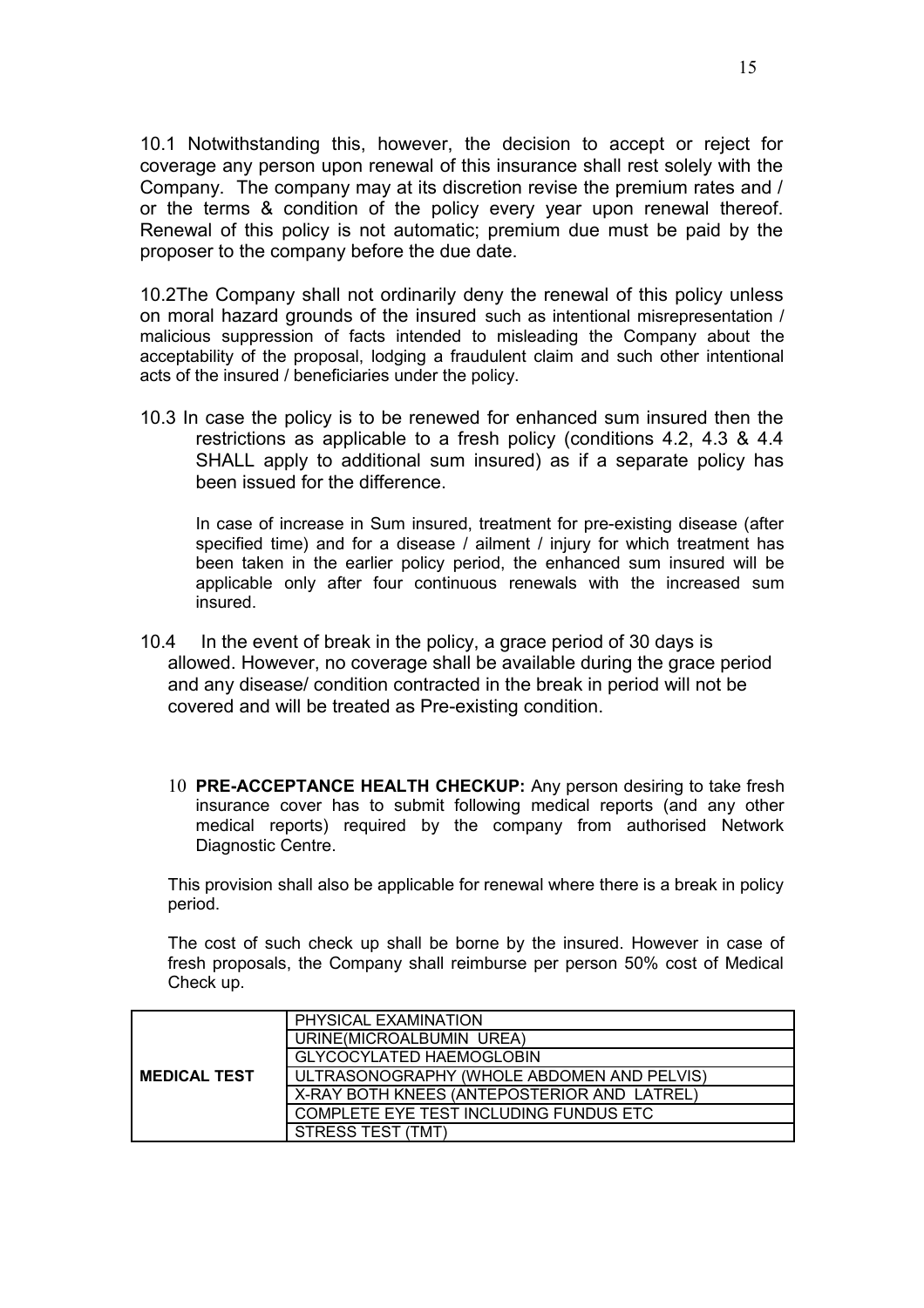10.1 Notwithstanding this, however, the decision to accept or reject for coverage any person upon renewal of this insurance shall rest solely with the Company. The company may at its discretion revise the premium rates and / or the terms & condition of the policy every year upon renewal thereof. Renewal of this policy is not automatic; premium due must be paid by the proposer to the company before the due date.

10.2The Company shall not ordinarily deny the renewal of this policy unless on moral hazard grounds of the insured such as intentional misrepresentation / malicious suppression of facts intended to misleading the Company about the acceptability of the proposal, lodging a fraudulent claim and such other intentional acts of the insured / beneficiaries under the policy.

10.3 In case the policy is to be renewed for enhanced sum insured then the restrictions as applicable to a fresh policy (conditions 4.2, 4.3 & 4.4 SHALL apply to additional sum insured) as if a separate policy has been issued for the difference.

In case of increase in Sum insured, treatment for pre-existing disease (after specified time) and for a disease / ailment / injury for which treatment has been taken in the earlier policy period, the enhanced sum insured will be applicable only after four continuous renewals with the increased sum insured.

10.4 In the event of break in the policy, a grace period of 30 days is allowed. However, no coverage shall be available during the grace period and any disease/ condition contracted in the break in period will not be covered and will be treated as Pre-existing condition.

10 **PRE-ACCEPTANCE HEALTH CHECKUP:** Any person desiring to take fresh insurance cover has to submit following medical reports (and any other medical reports) required by the company from authorised Network Diagnostic Centre.

This provision shall also be applicable for renewal where there is a break in policy period.

The cost of such check up shall be borne by the insured. However in case of fresh proposals, the Company shall reimburse per person 50% cost of Medical Check up.

| | |
|---|---|
| **MEDICAL TEST** | PHYSICAL EXAMINATION |
| | URINE(MICROALBUMIN UREA) |
| | GLYCOCYLATED HAEMOGLOBIN |
| | ULTRASONOGRAPHY (WHOLE ABDOMEN AND PELVIS) |
| | X-RAY BOTH KNEES (ANTEPOSTERIOR AND LATREL) |
| | COMPLETE EYE TEST INCLUDING FUNDUS ETC |
| | STRESS TEST (TMT) |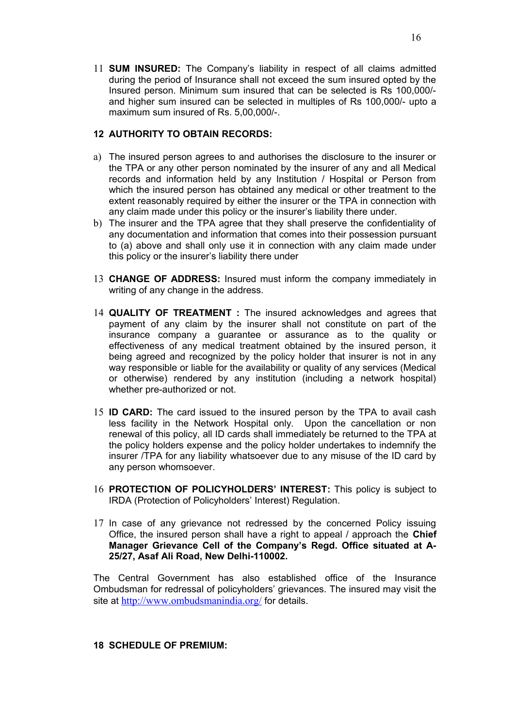11 **SUM INSURED:** The Company's liability in respect of all claims admitted during the period of Insurance shall not exceed the sum insured opted by the Insured person. Minimum sum insured that can be selected is Rs 100,000/- and higher sum insured can be selected in multiples of Rs 100,000/- upto a maximum sum insured of Rs. 5,00,000/-.

**12 AUTHORITY TO OBTAIN RECORDS:**

a) The insured person agrees to and authorises the disclosure to the insurer or the TPA or any other person nominated by the insurer of any and all Medical records and information held by any Institution / Hospital or Person from which the insured person has obtained any medical or other treatment to the extent reasonably required by either the insurer or the TPA in connection with any claim made under this policy or the insurer's liability there under.
b) The insurer and the TPA agree that they shall preserve the confidentiality of any documentation and information that comes into their possession pursuant to (a) above and shall only use it in connection with any claim made under this policy or the insurer's liability there under

13 **CHANGE OF ADDRESS:** Insured must inform the company immediately in writing of any change in the address.

14 **QUALITY OF TREATMENT :** The insured acknowledges and agrees that payment of any claim by the insurer shall not constitute on part of the insurance company a guarantee or assurance as to the quality or effectiveness of any medical treatment obtained by the insured person, it being agreed and recognized by the policy holder that insurer is not in any way responsible or liable for the availability or quality of any services (Medical or otherwise) rendered by any institution (including a network hospital) whether pre-authorized or not.

15 **ID CARD:** The card issued to the insured person by the TPA to avail cash less facility in the Network Hospital only. Upon the cancellation or non renewal of this policy, all ID cards shall immediately be returned to the TPA at the policy holders expense and the policy holder undertakes to indemnify the insurer /TPA for any liability whatsoever due to any misuse of the ID card by any person whomsoever.

16 **PROTECTION OF POLICYHOLDERS' INTEREST:** This policy is subject to IRDA (Protection of Policyholders' Interest) Regulation.

17 In case of any grievance not redressed by the concerned Policy issuing Office, the insured person shall have a right to appeal / approach the **Chief Manager Grievance Cell of the Company's Regd. Office situated at A-25/27, Asaf Ali Road, New Delhi-110002.**

The Central Government has also established office of the Insurance Ombudsman for redressal of policyholders' grievances. The insured may visit the site at http://www.ombudsmanindia.org/ for details.

**18 SCHEDULE OF PREMIUM:**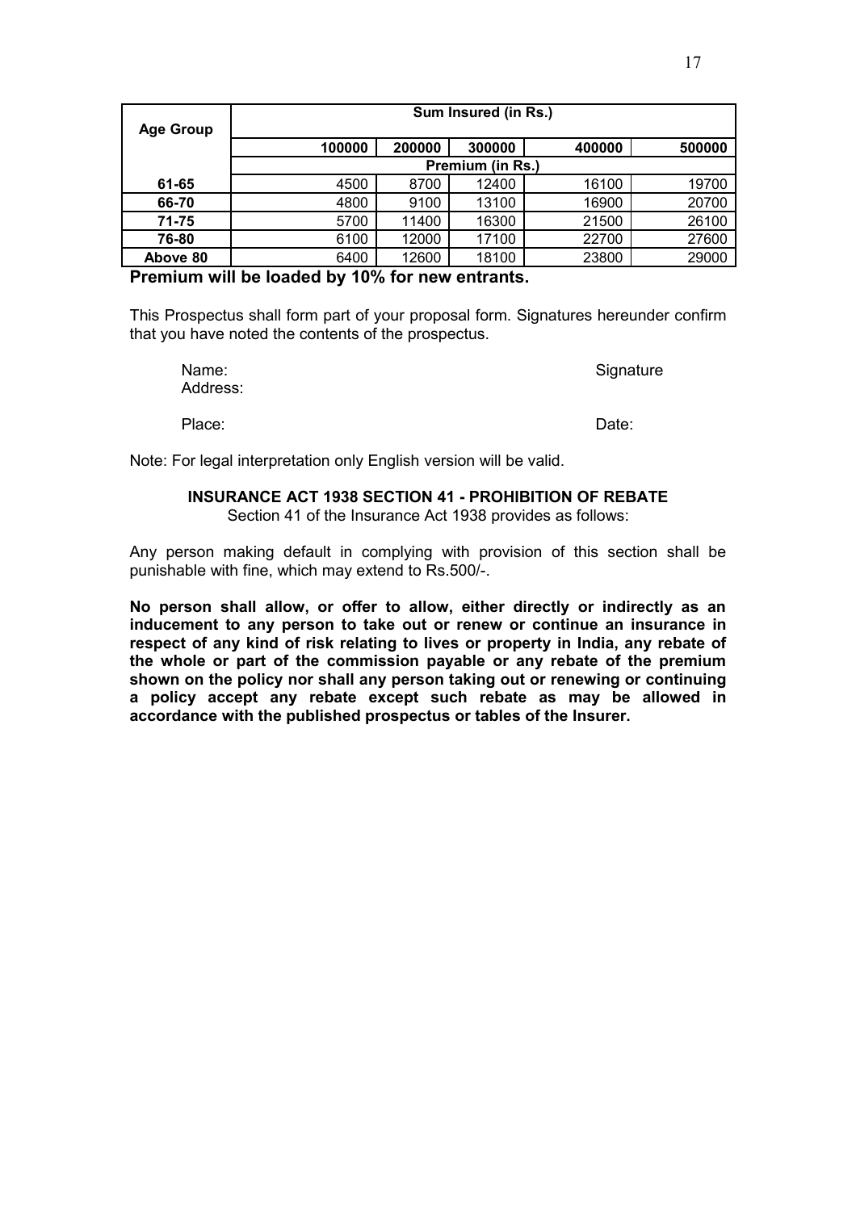| Age Group | Sum Insured (in Rs.) | | | | |
|---|---|---|---|---|---|
| | 100000 | 200000 | 300000 | 400000 | 500000 |
| | Premium (in Rs.) | | | | |
| **61-65** | 4500 | 8700 | 12400 | 16100 | 19700 |
| **66-70** | 4800 | 9100 | 13100 | 16900 | 20700 |
| **71-75** | 5700 | 11400 | 16300 | 21500 | 26100 |
| **76-80** | 6100 | 12000 | 17100 | 22700 | 27600 |
| **Above 80** | 6400 | 12600 | 18100 | 23800 | 29000 |

**Premium will be loaded by 10% for new entrants.**

This Prospectus shall form part of your proposal form. Signatures hereunder confirm that you have noted the contents of the prospectus.

Name: Signature
Address:

Place: Date:

Note: For legal interpretation only English version will be valid.

**INSURANCE ACT 1938 SECTION 41 - PROHIBITION OF REBATE**

Section 41 of the Insurance Act 1938 provides as follows:

Any person making default in complying with provision of this section shall be punishable with fine, which may extend to Rs.500/-.

**No person shall allow, or offer to allow, either directly or indirectly as an inducement to any person to take out or renew or continue an insurance in respect of any kind of risk relating to lives or property in India, any rebate of the whole or part of the commission payable or any rebate of the premium shown on the policy nor shall any person taking out or renewing or continuing a policy accept any rebate except such rebate as may be allowed in accordance with the published prospectus or tables of the Insurer.**